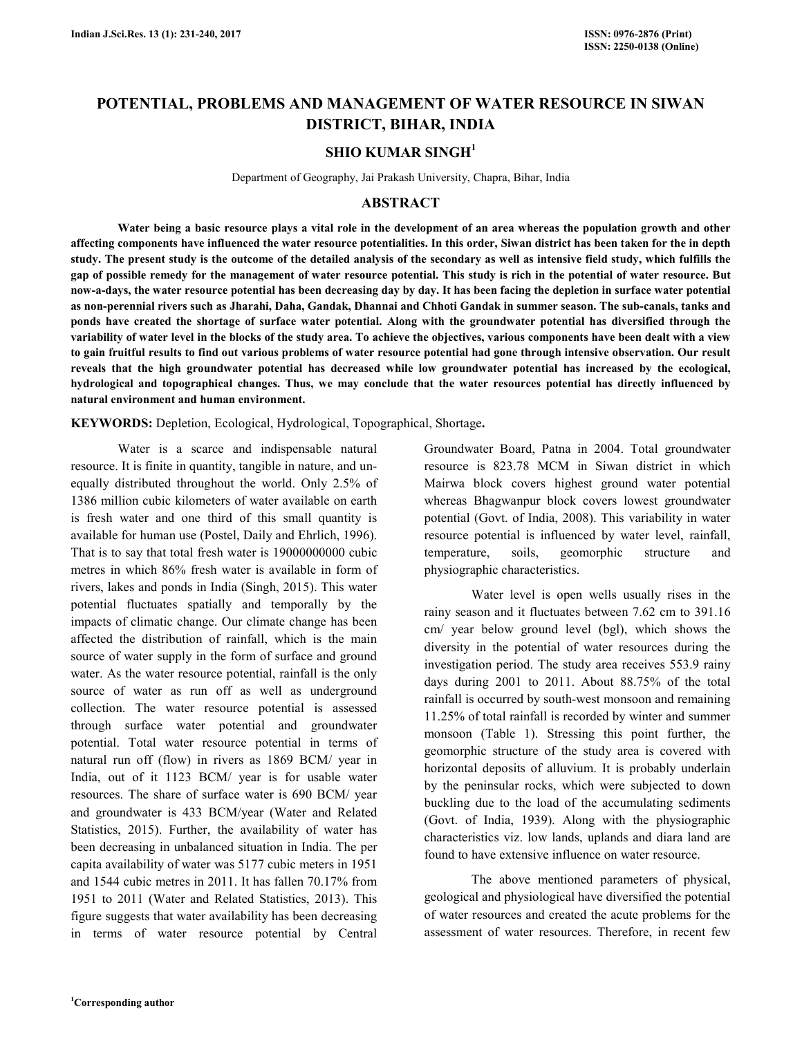# POTENTIAL, PROBLEMS AND MANAGEMENT OF WATER RESOURCE IN SIWAN DISTRICT, BIHAR, INDIA

## SHIO KUMAR SINGH[1]

Department of Geography, Jai Prakash University, Chapra, Bihar, India

## ABSTRACT

**Water being a basic resource plays a vital role in the development of an area whereas the population growth and other affecting components have influenced the water resource potentialities. In this order, Siwan district has been taken for the in depth study. The present study is the outcome of the detailed analysis of the secondary as well as intensive field study, which fulfills the gap of possible remedy for the management of water resource potential. This study is rich in the potential of water resource. But now-a-days, the water resource potential has been decreasing day by day. It has been facing the depletion in surface water potential as non-perennial rivers such as Jharahi, Daha, Gandak, Dhannai and Chhoti Gandak in summer season. The sub-canals, tanks and ponds have created the shortage of surface water potential. Along with the groundwater potential has diversified through the variability of water level in the blocks of the study area. To achieve the objectives, various components have been dealt with a view to gain fruitful results to find out various problems of water resource potential had gone through intensive observation. Our result reveals that the high groundwater potential has decreased while low groundwater potential has increased by the ecological, hydrological and topographical changes. Thus, we may conclude that the water resources potential has directly influenced by natural environment and human environment.**

**KEYWORDS:** Depletion, Ecological, Hydrological, Topographical, Shortage**.**

Water is a scarce and indispensable natural resource. It is finite in quantity, tangible in nature, and un-equally distributed throughout the world. Only 2.5% of 1386 million cubic kilometers of water available on earth is fresh water and one third of this small quantity is available for human use (Postel, Daily and Ehrlich, 1996). That is to say that total fresh water is 19000000000 cubic metres in which 86% fresh water is available in form of rivers, lakes and ponds in India (Singh, 2015). This water potential fluctuates spatially and temporally by the impacts of climatic change. Our climate change has been affected the distribution of rainfall, which is the main source of water supply in the form of surface and ground water. As the water resource potential, rainfall is the only source of water as run off as well as underground collection. The water resource potential is assessed through surface water potential and groundwater potential. Total water resource potential in terms of natural run off (flow) in rivers as 1869 BCM/ year in India, out of it 1123 BCM/ year is for usable water resources. The share of surface water is 690 BCM/ year and groundwater is 433 BCM/year (Water and Related Statistics, 2015). Further, the availability of water has been decreasing in unbalanced situation in India. The per capita availability of water was 5177 cubic meters in 1951 and 1544 cubic metres in 2011. It has fallen 70.17% from 1951 to 2011 (Water and Related Statistics, 2013). This figure suggests that water availability has been decreasing in terms of water resource potential by Central Groundwater Board, Patna in 2004. Total groundwater resource is 823.78 MCM in Siwan district in which Mairwa block covers highest ground water potential whereas Bhagwanpur block covers lowest groundwater potential (Govt. of India, 2008). This variability in water resource potential is influenced by water level, rainfall, temperature, soils, geomorphic structure and physiographic characteristics.

Water level is open wells usually rises in the rainy season and it fluctuates between 7.62 cm to 391.16 cm/ year below ground level (bgl), which shows the diversity in the potential of water resources during the investigation period. The study area receives 553.9 rainy days during 2001 to 2011. About 88.75% of the total rainfall is occurred by south-west monsoon and remaining 11.25% of total rainfall is recorded by winter and summer monsoon (Table 1). Stressing this point further, the geomorphic structure of the study area is covered with horizontal deposits of alluvium. It is probably underlain by the peninsular rocks, which were subjected to down buckling due to the load of the accumulating sediments (Govt. of India, 1939). Along with the physiographic characteristics viz. low lands, uplands and diara land are found to have extensive influence on water resource.

The above mentioned parameters of physical, geological and physiological have diversified the potential of water resources and created the acute problems for the assessment of water resources. Therefore, in recent few

[1]Corresponding author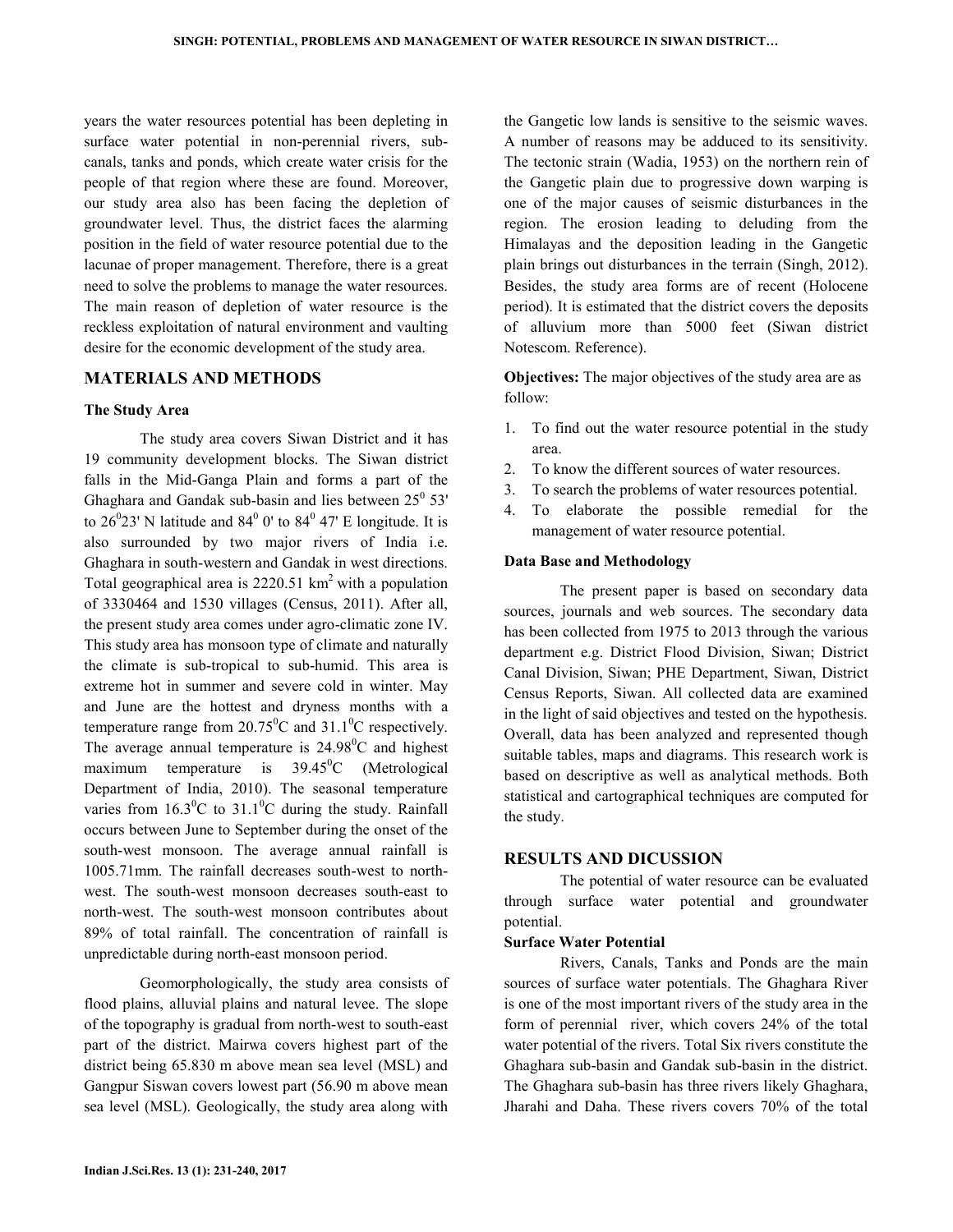years the water resources potential has been depleting in surface water potential in non-perennial rivers, sub-canals, tanks and ponds, which create water crisis for the people of that region where these are found. Moreover, our study area also has been facing the depletion of groundwater level. Thus, the district faces the alarming position in the field of water resource potential due to the lacunae of proper management. Therefore, there is a great need to solve the problems to manage the water resources. The main reason of depletion of water resource is the reckless exploitation of natural environment and vaulting desire for the economic development of the study area.

## MATERIALS AND METHODS

### The Study Area

The study area covers Siwan District and it has 19 community development blocks. The Siwan district falls in the Mid-Ganga Plain and forms a part of the Ghaghara and Gandak sub-basin and lies between $25^0$ 53' to $26^0$23' N latitude and $84^0$ 0' to $84^0$ 47' E longitude. It is also surrounded by two major rivers of India i.e. Ghaghara in south-western and Gandak in west directions. Total geographical area is 2220.51 $km^2$ with a population of 3330464 and 1530 villages (Census, 2011). After all, the present study area comes under agro-climatic zone IV. This study area has monsoon type of climate and naturally the climate is sub-tropical to sub-humid. This area is extreme hot in summer and severe cold in winter. May and June are the hottest and dryness months with a temperature range from $20.75^0$C and $31.1^0$C respectively. The average annual temperature is $24.98^0$C and highest maximum temperature is $39.45^0$C (Metrological Department of India, 2010). The seasonal temperature varies from $16.3^0$C to $31.1^0$C during the study. Rainfall occurs between June to September during the onset of the south-west monsoon. The average annual rainfall is 1005.71mm. The rainfall decreases south-west to north-west. The south-west monsoon decreases south-east to north-west. The south-west monsoon contributes about 89% of total rainfall. The concentration of rainfall is unpredictable during north-east monsoon period.

Geomorphologically, the study area consists of flood plains, alluvial plains and natural levee. The slope of the topography is gradual from north-west to south-east part of the district. Mairwa covers highest part of the district being 65.830 m above mean sea level (MSL) and Gangpur Siswan covers lowest part (56.90 m above mean sea level (MSL). Geologically, the study area along with the Gangetic low lands is sensitive to the seismic waves. A number of reasons may be adduced to its sensitivity. The tectonic strain (Wadia, 1953) on the northern rein of the Gangetic plain due to progressive down warping is one of the major causes of seismic disturbances in the region. The erosion leading to deluding from the Himalayas and the deposition leading in the Gangetic plain brings out disturbances in the terrain (Singh, 2012). Besides, the study area forms are of recent (Holocene period). It is estimated that the district covers the deposits of alluvium more than 5000 feet (Siwan district Notescom. Reference).

**Objectives:** The major objectives of the study area are as follow:

1. To find out the water resource potential in the study area.
2. To know the different sources of water resources.
3. To search the problems of water resources potential.
4. To elaborate the possible remedial for the management of water resource potential.

### Data Base and Methodology

The present paper is based on secondary data sources, journals and web sources. The secondary data has been collected from 1975 to 2013 through the various department e.g. District Flood Division, Siwan; District Canal Division, Siwan; PHE Department, Siwan, District Census Reports, Siwan. All collected data are examined in the light of said objectives and tested on the hypothesis. Overall, data has been analyzed and represented though suitable tables, maps and diagrams. This research work is based on descriptive as well as analytical methods. Both statistical and cartographical techniques are computed for the study.

## RESULTS AND DICUSSION

The potential of water resource can be evaluated through surface water potential and groundwater potential.

### Surface Water Potential

Rivers, Canals, Tanks and Ponds are the main sources of surface water potentials. The Ghaghara River is one of the most important rivers of the study area in the form of perennial river, which covers 24% of the total water potential of the rivers. Total Six rivers constitute the Ghaghara sub-basin and Gandak sub-basin in the district. The Ghaghara sub-basin has three rivers likely Ghaghara, Jharahi and Daha. These rivers covers 70% of the total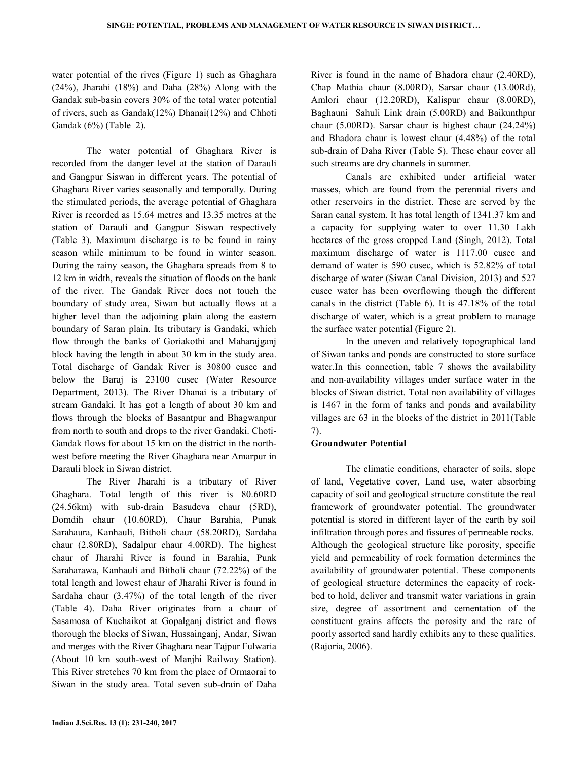water potential of the rives (Figure 1) such as Ghaghara (24%), Jharahi (18%) and Daha (28%) Along with the Gandak sub-basin covers 30% of the total water potential of rivers, such as Gandak(12%) Dhanai(12%) and Chhoti Gandak (6%) (Table 2).

The water potential of Ghaghara River is recorded from the danger level at the station of Darauli and Gangpur Siswan in different years. The potential of Ghaghara River varies seasonally and temporally. During the stimulated periods, the average potential of Ghaghara River is recorded as 15.64 metres and 13.35 metres at the station of Darauli and Gangpur Siswan respectively (Table 3). Maximum discharge is to be found in rainy season while minimum to be found in winter season. During the rainy season, the Ghaghara spreads from 8 to 12 km in width, reveals the situation of floods on the bank of the river. The Gandak River does not touch the boundary of study area, Siwan but actually flows at a higher level than the adjoining plain along the eastern boundary of Saran plain. Its tributary is Gandaki, which flow through the banks of Goriakothi and Maharajganj block having the length in about 30 km in the study area. Total discharge of Gandak River is 30800 cusec and below the Baraj is 23100 cusec (Water Resource Department, 2013). The River Dhanai is a tributary of stream Gandaki. It has got a length of about 30 km and flows through the blocks of Basantpur and Bhagwanpur from north to south and drops to the river Gandaki. Choti-Gandak flows for about 15 km on the district in the north-west before meeting the River Ghaghara near Amarpur in Darauli block in Siwan district.

The River Jharahi is a tributary of River Ghaghara. Total length of this river is 80.60RD (24.56km) with sub-drain Basudeva chaur (5RD), Domdih chaur (10.60RD), Chaur Barahia, Punak Sarahaura, Kanhauli, Bitholi chaur (58.20RD), Sardaha chaur (2.80RD), Sadalpur chaur 4.00RD). The highest chaur of Jharahi River is found in Barahia, Punk Saraharawa, Kanhauli and Bitholi chaur (72.22%) of the total length and lowest chaur of Jharahi River is found in Sardaha chaur (3.47%) of the total length of the river (Table 4). Daha River originates from a chaur of Sasamosa of Kuchaikot at Gopalganj district and flows thorough the blocks of Siwan, Hussainganj, Andar, Siwan and merges with the River Ghaghara near Tajpur Fulwaria (About 10 km south-west of Manjhi Railway Station). This River stretches 70 km from the place of Ormaorai to Siwan in the study area. Total seven sub-drain of Daha River is found in the name of Bhadora chaur (2.40RD), Chap Mathia chaur (8.00RD), Sarsar chaur (13.00Rd), Amlori chaur (12.20RD), Kalispur chaur (8.00RD), Baghauni Sahuli Link drain (5.00RD) and Baikunthpur chaur (5.00RD). Sarsar chaur is highest chaur (24.24%) and Bhadora chaur is lowest chaur (4.48%) of the total sub-drain of Daha River (Table 5). These chaur cover all such streams are dry channels in summer.

Canals are exhibited under artificial water masses, which are found from the perennial rivers and other reservoirs in the district. These are served by the Saran canal system. It has total length of 1341.37 km and a capacity for supplying water to over 11.30 Lakh hectares of the gross cropped Land (Singh, 2012). Total maximum discharge of water is 1117.00 cusec and demand of water is 590 cusec, which is 52.82% of total discharge of water (Siwan Canal Division, 2013) and 527 cusec water has been overflowing though the different canals in the district (Table 6). It is 47.18% of the total discharge of water, which is a great problem to manage the surface water potential (Figure 2).

In the uneven and relatively topographical land of Siwan tanks and ponds are constructed to store surface water.In this connection, table 7 shows the availability and non-availability villages under surface water in the blocks of Siwan district. Total non availability of villages is 1467 in the form of tanks and ponds and availability villages are 63 in the blocks of the district in 2011(Table 7).

**Groundwater Potential**

The climatic conditions, character of soils, slope of land, Vegetative cover, Land use, water absorbing capacity of soil and geological structure constitute the real framework of groundwater potential. The groundwater potential is stored in different layer of the earth by soil infiltration through pores and fissures of permeable rocks. Although the geological structure like porosity, specific yield and permeability of rock formation determines the availability of groundwater potential. These components of geological structure determines the capacity of rock-bed to hold, deliver and transmit water variations in grain size, degree of assortment and cementation of the constituent grains affects the porosity and the rate of poorly assorted sand hardly exhibits any to these qualities. (Rajoria, 2006).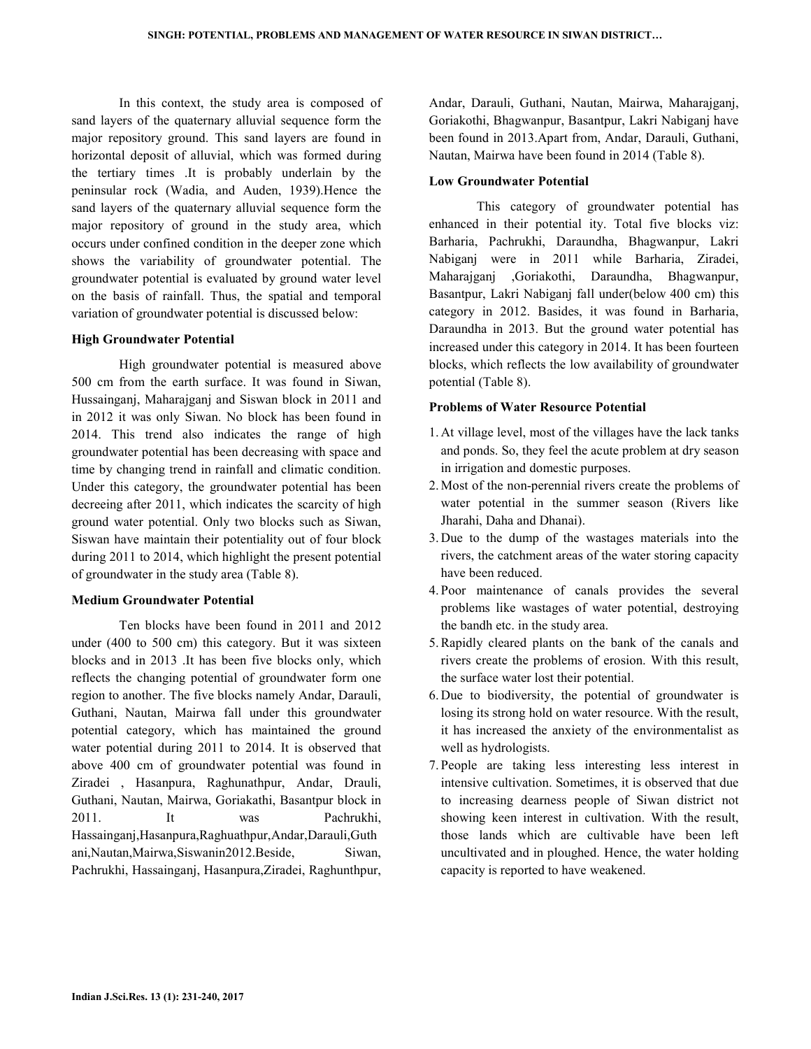In this context, the study area is composed of sand layers of the quaternary alluvial sequence form the major repository ground. This sand layers are found in horizontal deposit of alluvial, which was formed during the tertiary times .It is probably underlain by the peninsular rock (Wadia, and Auden, 1939).Hence the sand layers of the quaternary alluvial sequence form the major repository of ground in the study area, which occurs under confined condition in the deeper zone which shows the variability of groundwater potential. The groundwater potential is evaluated by ground water level on the basis of rainfall. Thus, the spatial and temporal variation of groundwater potential is discussed below:

**High Groundwater Potential**

High groundwater potential is measured above 500 cm from the earth surface. It was found in Siwan, Hussainganj, Maharajganj and Siswan block in 2011 and in 2012 it was only Siwan. No block has been found in 2014. This trend also indicates the range of high groundwater potential has been decreasing with space and time by changing trend in rainfall and climatic condition. Under this category, the groundwater potential has been decreeing after 2011, which indicates the scarcity of high ground water potential. Only two blocks such as Siwan, Siswan have maintain their potentiality out of four block during 2011 to 2014, which highlight the present potential of groundwater in the study area (Table 8).

**Medium Groundwater Potential**

Ten blocks have been found in 2011 and 2012 under (400 to 500 cm) this category. But it was sixteen blocks and in 2013 .It has been five blocks only, which reflects the changing potential of groundwater form one region to another. The five blocks namely Andar, Darauli, Guthani, Nautan, Mairwa fall under this groundwater potential category, which has maintained the ground water potential during 2011 to 2014. It is observed that above 400 cm of groundwater potential was found in Ziradei , Hasanpura, Raghunathpur, Andar, Drauli, Guthani, Nautan, Mairwa, Goriakathi, Basantpur block in 2011. It was Pachrukhi, Hassainganj,Hasanpura,Raghuathpur,Andar,Darauli,Guthani,Nautan,Mairwa,Siswanin2012.Beside, Siwan, Pachrukhi, Hassainganj, Hasanpura,Ziradei, Raghunthpur, Andar, Darauli, Guthani, Nautan, Mairwa, Maharajganj, Goriakothi, Bhagwanpur, Basantpur, Lakri Nabiganj have been found in 2013.Apart from, Andar, Darauli, Guthani, Nautan, Mairwa have been found in 2014 (Table 8).

**Low Groundwater Potential**

This category of groundwater potential has enhanced in their potential ity. Total five blocks viz: Barharia, Pachrukhi, Daraundha, Bhagwanpur, Lakri Nabiganj were in 2011 while Barharia, Ziradei, Maharajganj ,Goriakothi, Daraundha, Bhagwanpur, Basantpur, Lakri Nabiganj fall under(below 400 cm) this category in 2012. Basides, it was found in Barharia, Daraundha in 2013. But the ground water potential has increased under this category in 2014. It has been fourteen blocks, which reflects the low availability of groundwater potential (Table 8).

**Problems of Water Resource Potential**

1. At village level, most of the villages have the lack tanks and ponds. So, they feel the acute problem at dry season in irrigation and domestic purposes.
2. Most of the non-perennial rivers create the problems of water potential in the summer season (Rivers like Jharahi, Daha and Dhanai).
3. Due to the dump of the wastages materials into the rivers, the catchment areas of the water storing capacity have been reduced.
4. Poor maintenance of canals provides the several problems like wastages of water potential, destroying the bandh etc. in the study area.
5. Rapidly cleared plants on the bank of the canals and rivers create the problems of erosion. With this result, the surface water lost their potential.
6. Due to biodiversity, the potential of groundwater is losing its strong hold on water resource. With the result, it has increased the anxiety of the environmentalist as well as hydrologists.
7. People are taking less interesting less interest in intensive cultivation. Sometimes, it is observed that due to increasing dearness people of Siwan district not showing keen interest in cultivation. With the result, those lands which are cultivable have been left uncultivated and in ploughed. Hence, the water holding capacity is reported to have weakened.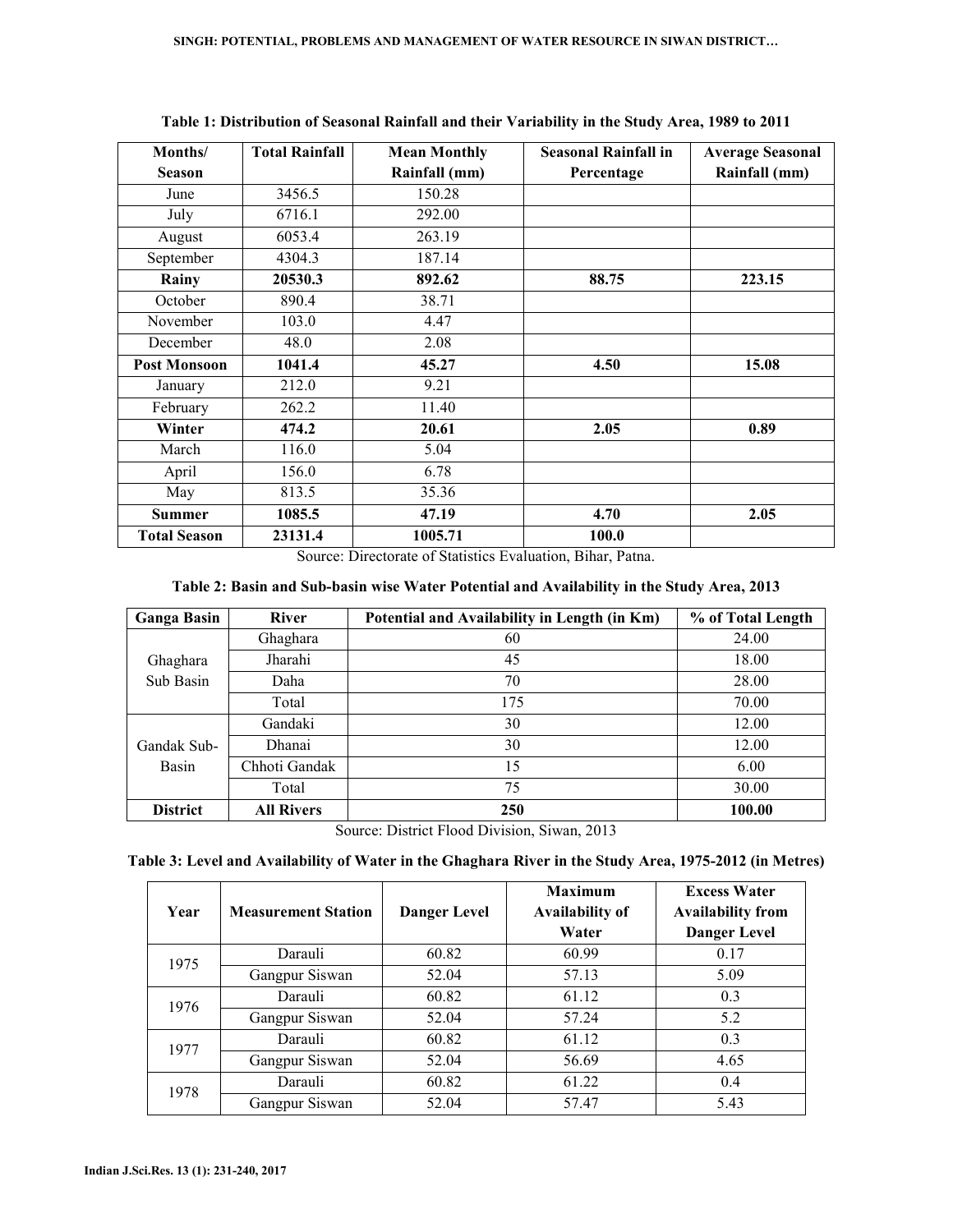**Table 1: Distribution of Seasonal Rainfall and their Variability in the Study Area, 1989 to 2011**

| Months/ Season | Total Rainfall | Mean Monthly Rainfall (mm) | Seasonal Rainfall in Percentage | Average Seasonal Rainfall (mm) |
|---|---|---|---|---|
| June | 3456.5 | 150.28 | | |
| July | 6716.1 | 292.00 | | |
| August | 6053.4 | 263.19 | | |
| September | 4304.3 | 187.14 | | |
| **Rainy** | **20530.3** | **892.62** | **88.75** | **223.15** |
| October | 890.4 | 38.71 | | |
| November | 103.0 | 4.47 | | |
| December | 48.0 | 2.08 | | |
| **Post Monsoon** | **1041.4** | **45.27** | **4.50** | **15.08** |
| January | 212.0 | 9.21 | | |
| February | 262.2 | 11.40 | | |
| **Winter** | **474.2** | **20.61** | **2.05** | **0.89** |
| March | 116.0 | 5.04 | | |
| April | 156.0 | 6.78 | | |
| May | 813.5 | 35.36 | | |
| **Summer** | **1085.5** | **47.19** | **4.70** | **2.05** |
| **Total Season** | **23131.4** | **1005.71** | **100.0** | |

Source: Directorate of Statistics Evaluation, Bihar, Patna.

**Table 2: Basin and Sub-basin wise Water Potential and Availability in the Study Area, 2013**

| Ganga Basin | River | Potential and Availability in Length (in Km) | % of Total Length |
|---|---|---|---|
| Ghaghara Sub Basin | Ghaghara | 60 | 24.00 |
| | Jharahi | 45 | 18.00 |
| | Daha | 70 | 28.00 |
| | Total | 175 | 70.00 |
| Gandak Sub-Basin | Gandaki | 30 | 12.00 |
| | Dhanai | 30 | 12.00 |
| | Chhoti Gandak | 15 | 6.00 |
| | Total | 75 | 30.00 |
| **District** | **All Rivers** | **250** | **100.00** |

Source: District Flood Division, Siwan, 2013

**Table 3: Level and Availability of Water in the Ghaghara River in the Study Area, 1975-2012 (in Metres)**

| Year | Measurement Station | Danger Level | Maximum Availability of Water | Excess Water Availability from Danger Level |
|---|---|---|---|---|
| 1975 | Darauli | 60.82 | 60.99 | 0.17 |
| | Gangpur Siswan | 52.04 | 57.13 | 5.09 |
| 1976 | Darauli | 60.82 | 61.12 | 0.3 |
| | Gangpur Siswan | 52.04 | 57.24 | 5.2 |
| 1977 | Darauli | 60.82 | 61.12 | 0.3 |
| | Gangpur Siswan | 52.04 | 56.69 | 4.65 |
| 1978 | Darauli | 60.82 | 61.22 | 0.4 |
| | Gangpur Siswan | 52.04 | 57.47 | 5.43 |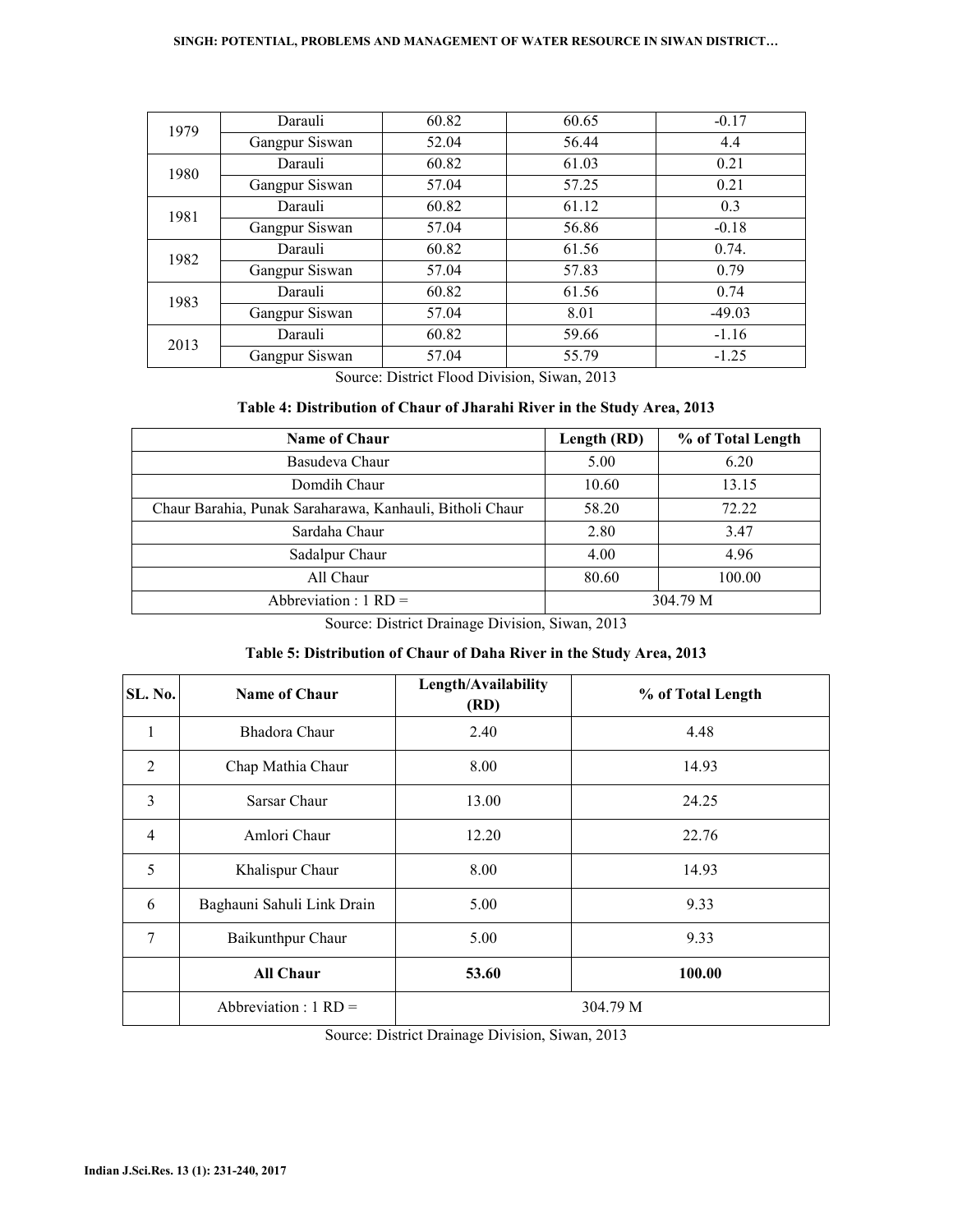| 1979 | Darauli | 60.82 | 60.65 | -0.17 |
|---|---|---|---|---|
| | Gangpur Siswan | 52.04 | 56.44 | 4.4 |
| 1980 | Darauli | 60.82 | 61.03 | 0.21 |
| | Gangpur Siswan | 57.04 | 57.25 | 0.21 |
| 1981 | Darauli | 60.82 | 61.12 | 0.3 |
| | Gangpur Siswan | 57.04 | 56.86 | -0.18 |
| 1982 | Darauli | 60.82 | 61.56 | 0.74. |
| | Gangpur Siswan | 57.04 | 57.83 | 0.79 |
| 1983 | Darauli | 60.82 | 61.56 | 0.74 |
| | Gangpur Siswan | 57.04 | 8.01 | -49.03 |
| 2013 | Darauli | 60.82 | 59.66 | -1.16 |
| | Gangpur Siswan | 57.04 | 55.79 | -1.25 |

Source: District Flood Division, Siwan, 2013

**Table 4: Distribution of Chaur of Jharahi River in the Study Area, 2013**

| Name of Chaur | Length (RD) | % of Total Length |
|---|---|---|
| Basudeva Chaur | 5.00 | 6.20 |
| Domdih Chaur | 10.60 | 13.15 |
| Chaur Barahia, Punak Saraharawa, Kanhauli, Bitholi Chaur | 58.20 | 72.22 |
| Sardaha Chaur | 2.80 | 3.47 |
| Sadalpur Chaur | 4.00 | 4.96 |
| All Chaur | 80.60 | 100.00 |
| Abbreviation : 1 RD = | 304.79 M | |

Source: District Drainage Division, Siwan, 2013

**Table 5: Distribution of Chaur of Daha River in the Study Area, 2013**

| SL. No. | Name of Chaur | Length/Availability (RD) | % of Total Length |
|---|---|---|---|
| 1 | Bhadora Chaur | 2.40 | 4.48 |
| 2 | Chap Mathia Chaur | 8.00 | 14.93 |
| 3 | Sarsar Chaur | 13.00 | 24.25 |
| 4 | Amlori Chaur | 12.20 | 22.76 |
| 5 | Khalispur Chaur | 8.00 | 14.93 |
| 6 | Baghauni Sahuli Link Drain | 5.00 | 9.33 |
| 7 | Baikunthpur Chaur | 5.00 | 9.33 |
| | **All Chaur** | **53.60** | **100.00** |
| | Abbreviation : 1 RD = | 304.79 M | |

Source: District Drainage Division, Siwan, 2013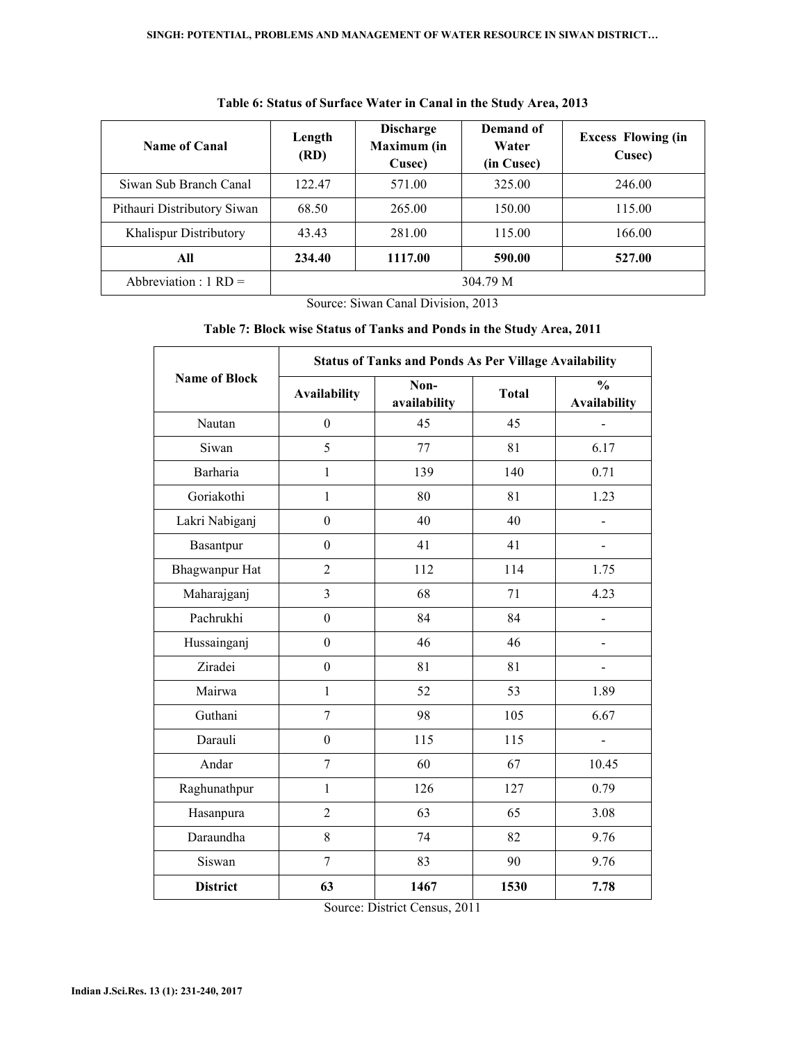**Table 6: Status of Surface Water in Canal in the Study Area, 2013**

| Name of Canal | Length (RD) | Discharge Maximum (in Cusec) | Demand of Water (in Cusec) | Excess Flowing (in Cusec) |
|---|---|---|---|---|
| Siwan Sub Branch Canal | 122.47 | 571.00 | 325.00 | 246.00 |
| Pithauri Distributory Siwan | 68.50 | 265.00 | 150.00 | 115.00 |
| Khalispur Distributory | 43.43 | 281.00 | 115.00 | 166.00 |
| **All** | **234.40** | **1117.00** | **590.00** | **527.00** |
| Abbreviation : 1 RD = | 304.79 M | | | |

Source: Siwan Canal Division, 2013

**Table 7: Block wise Status of Tanks and Ponds in the Study Area, 2011**

| Name of Block | Status of Tanks and Ponds As Per Village Availability | | | |
|---|---|---|---|---|
| | Availability | Non-availability | Total | % Availability |
| Nautan | 0 | 45 | 45 | - |
| Siwan | 5 | 77 | 81 | 6.17 |
| Barharia | 1 | 139 | 140 | 0.71 |
| Goriakothi | 1 | 80 | 81 | 1.23 |
| Lakri Nabiganj | 0 | 40 | 40 | - |
| Basantpur | 0 | 41 | 41 | - |
| Bhagwanpur Hat | 2 | 112 | 114 | 1.75 |
| Maharajganj | 3 | 68 | 71 | 4.23 |
| Pachrukhi | 0 | 84 | 84 | - |
| Hussainganj | 0 | 46 | 46 | - |
| Ziradei | 0 | 81 | 81 | - |
| Mairwa | 1 | 52 | 53 | 1.89 |
| Guthani | 7 | 98 | 105 | 6.67 |
| Darauli | 0 | 115 | 115 | - |
| Andar | 7 | 60 | 67 | 10.45 |
| Raghunathpur | 1 | 126 | 127 | 0.79 |
| Hasanpura | 2 | 63 | 65 | 3.08 |
| Daraundha | 8 | 74 | 82 | 9.76 |
| Siswan | 7 | 83 | 90 | 9.76 |
| **District** | **63** | **1467** | **1530** | **7.78** |

Source: District Census, 2011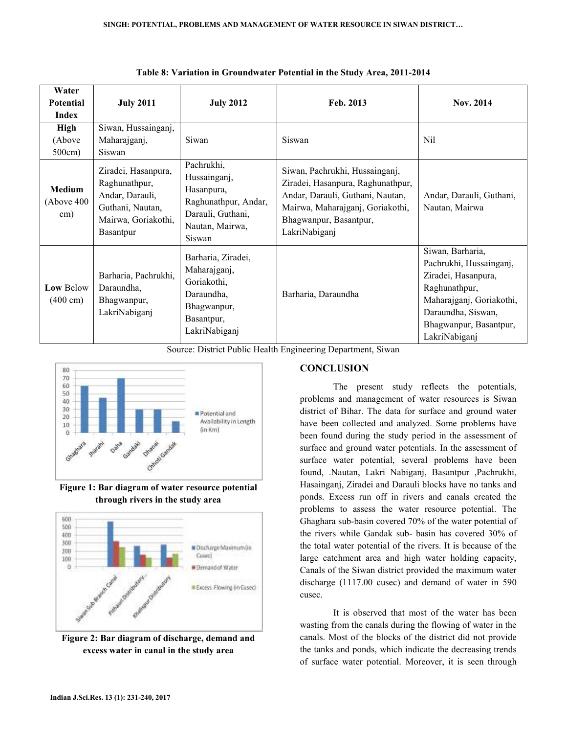**Table 8: Variation in Groundwater Potential in the Study Area, 2011-2014**

| Water Potential Index | July 2011 | July 2012 | Feb. 2013 | Nov. 2014 |
|---|---|---|---|---|
| **High** (Above 500cm) | Siwan, Hussainganj, Maharajganj, Siswan | Siwan | Siswan | Nil |
| **Medium** (Above 400 cm) | Ziradei, Hasanpura, Raghunathpur, Andar, Darauli, Guthani, Nautan, Mairwa, Goriakothi, Basantpur | Pachrukhi, Hussainganj, Hasanpura, Raghunathpur, Andar, Darauli, Guthani, Nautan, Mairwa, Siswan | Siwan, Pachrukhi, Hussainganj, Ziradei, Hasanpura, Raghunathpur, Andar, Darauli, Guthani, Nautan, Mairwa, Maharajganj, Goriakothi, Bhagwanpur, Basantpur, LakriNabiganj | Andar, Darauli, Guthani, Nautan, Mairwa |
| **Low** Below (400 cm) | Barharia, Pachrukhi, Daraundha, Bhagwanpur, LakriNabiganj | Barharia, Ziradei, Maharajganj, Goriakothi, Daraundha, Bhagwanpur, Basantpur, LakriNabiganj | Barharia, Daraundha | Siwan, Barharia, Pachrukhi, Hussainganj, Ziradei, Hasanpura, Raghunathpur, Maharajganj, Goriakothi, Daraundha, Siswan, Bhagwanpur, Basantpur, LakriNabiganj |

Source: District Public Health Engineering Department, Siwan

**Figure 1: Bar diagram of water resource potential through rivers in the study area**

**Figure 2: Bar diagram of discharge, demand and excess water in canal in the study area**

## CONCLUSION

The present study reflects the potentials, problems and management of water resources is Siwan district of Bihar. The data for surface and ground water have been collected and analyzed. Some problems have been found during the study period in the assessment of surface and ground water potentials. In the assessment of surface water potential, several problems have been found, .Nautan, Lakri Nabiganj, Basantpur ,Pachrukhi, Hasainganj, Ziradei and Darauli blocks have no tanks and ponds. Excess run off in rivers and canals created the problems to assess the water resource potential. The Ghaghara sub-basin covered 70% of the water potential of the rivers while Gandak sub- basin has covered 30% of the total water potential of the rivers. It is because of the large catchment area and high water holding capacity, Canals of the Siwan district provided the maximum water discharge (1117.00 cusec) and demand of water in 590 cusec.

It is observed that most of the water has been wasting from the canals during the flowing of water in the canals. Most of the blocks of the district did not provide the tanks and ponds, which indicate the decreasing trends of surface water potential. Moreover, it is seen through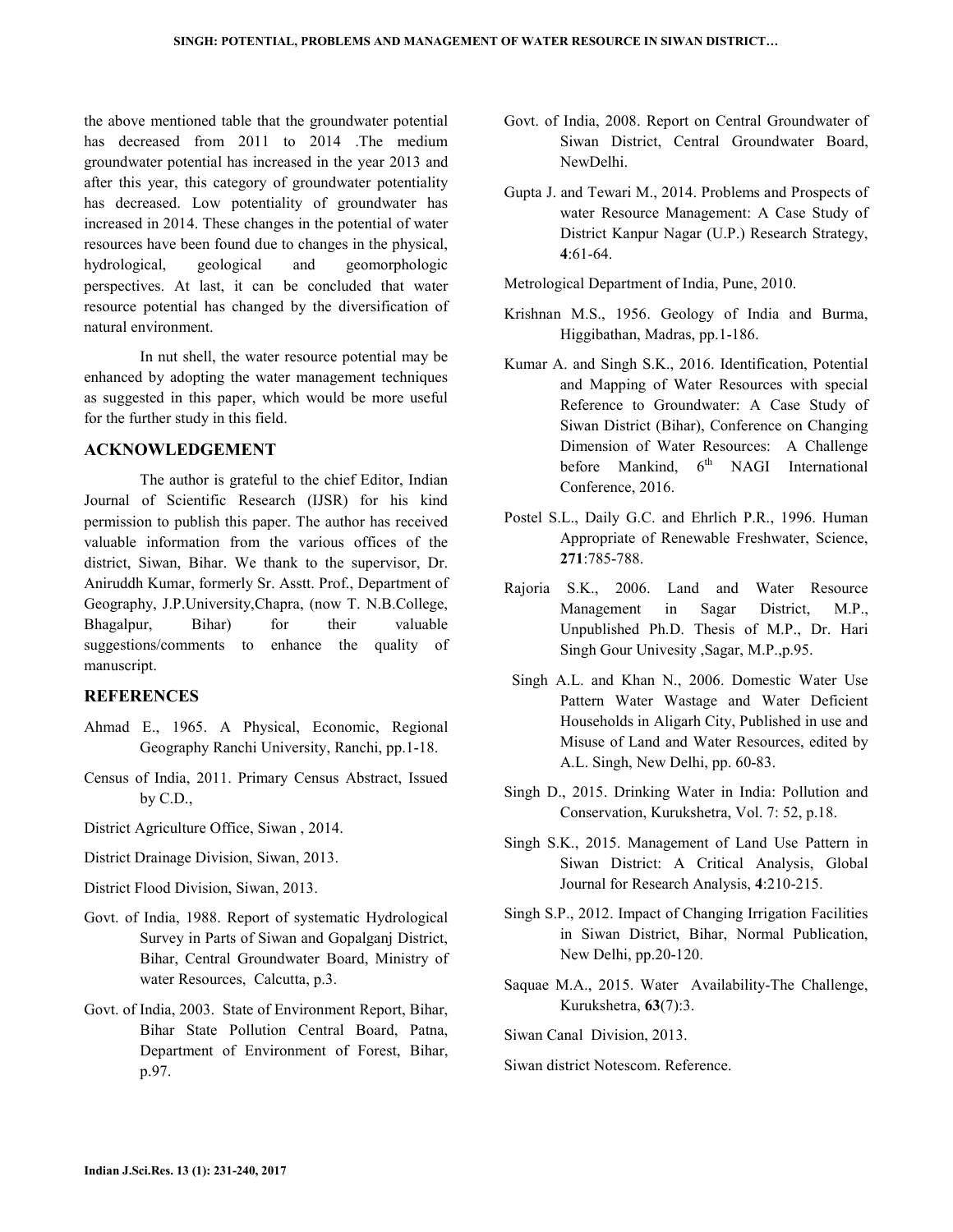the above mentioned table that the groundwater potential has decreased from 2011 to 2014 .The medium groundwater potential has increased in the year 2013 and after this year, this category of groundwater potentiality has decreased. Low potentiality of groundwater has increased in 2014. These changes in the potential of water resources have been found due to changes in the physical, hydrological, geological and geomorphologic perspectives. At last, it can be concluded that water resource potential has changed by the diversification of natural environment.

In nut shell, the water resource potential may be enhanced by adopting the water management techniques as suggested in this paper, which would be more useful for the further study in this field.

## ACKNOWLEDGEMENT

The author is grateful to the chief Editor, Indian Journal of Scientific Research (IJSR) for his kind permission to publish this paper. The author has received valuable information from the various offices of the district, Siwan, Bihar. We thank to the supervisor, Dr. Aniruddh Kumar, formerly Sr. Asstt. Prof., Department of Geography, J.P.University,Chapra, (now T. N.B.College, Bhagalpur, Bihar) for their valuable suggestions/comments to enhance the quality of manuscript.

## REFERENCES

Ahmad E., 1965. A Physical, Economic, Regional Geography Ranchi University, Ranchi, pp.1-18.

Census of India, 2011. Primary Census Abstract, Issued by C.D.,

District Agriculture Office, Siwan , 2014.

District Drainage Division, Siwan, 2013.

District Flood Division, Siwan, 2013.

Govt. of India, 1988. Report of systematic Hydrological Survey in Parts of Siwan and Gopalganj District, Bihar, Central Groundwater Board, Ministry of water Resources, Calcutta, p.3.

Govt. of India, 2003. State of Environment Report, Bihar, Bihar State Pollution Central Board, Patna, Department of Environment of Forest, Bihar, p.97.

Govt. of India, 2008. Report on Central Groundwater of Siwan District, Central Groundwater Board, NewDelhi.

Gupta J. and Tewari M., 2014. Problems and Prospects of water Resource Management: A Case Study of District Kanpur Nagar (U.P.) Research Strategy, **4**:61-64.

Metrological Department of India, Pune, 2010.

Krishnan M.S., 1956. Geology of India and Burma, Higgibathan, Madras, pp.1-186.

Kumar A. and Singh S.K., 2016. Identification, Potential and Mapping of Water Resources with special Reference to Groundwater: A Case Study of Siwan District (Bihar), Conference on Changing Dimension of Water Resources: A Challenge before Mankind, 6th NAGI International Conference, 2016.

Postel S.L., Daily G.C. and Ehrlich P.R., 1996. Human Appropriate of Renewable Freshwater, Science, **271**:785-788.

Rajoria S.K., 2006. Land and Water Resource Management in Sagar District, M.P., Unpublished Ph.D. Thesis of M.P., Dr. Hari Singh Gour Univesity ,Sagar, M.P.,p.95.

Singh A.L. and Khan N., 2006. Domestic Water Use Pattern Water Wastage and Water Deficient Households in Aligarh City, Published in use and Misuse of Land and Water Resources, edited by A.L. Singh, New Delhi, pp. 60-83.

Singh D., 2015. Drinking Water in India: Pollution and Conservation, Kurukshetra, Vol. 7: 52, p.18.

Singh S.K., 2015. Management of Land Use Pattern in Siwan District: A Critical Analysis, Global Journal for Research Analysis, **4**:210-215.

Singh S.P., 2012. Impact of Changing Irrigation Facilities in Siwan District, Bihar, Normal Publication, New Delhi, pp.20-120.

Saquae M.A., 2015. Water Availability-The Challenge, Kurukshetra, **63**(7):3.

Siwan Canal Division, 2013.

Siwan district Notescom. Reference.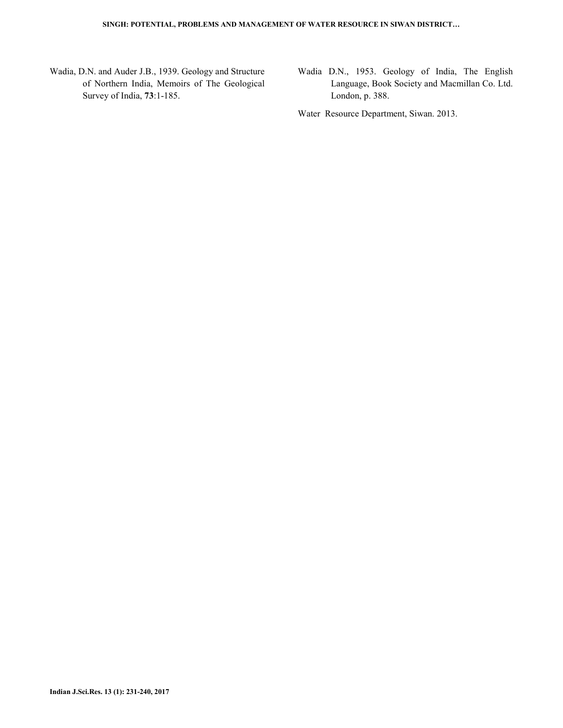Wadia, D.N. and Auder J.B., 1939. Geology and Structure of Northern India, Memoirs of The Geological Survey of India, **73**:1-185.

Wadia D.N., 1953. Geology of India, The English Language, Book Society and Macmillan Co. Ltd. London, p. 388.

Water Resource Department, Siwan. 2013.